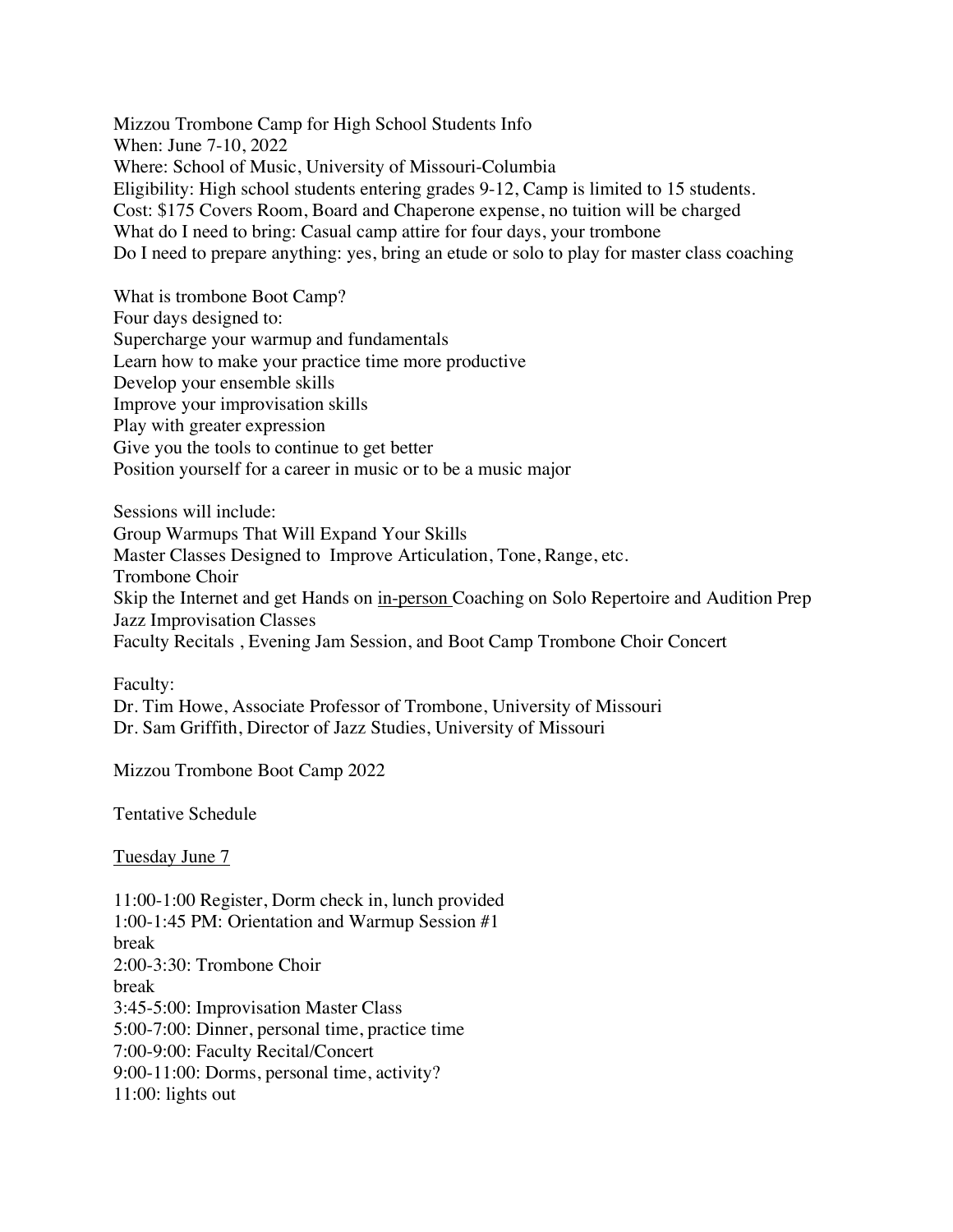Mizzou Trombone Camp for High School Students Info

When: June 7-10, 2022

Where: School of Music, University of Missouri-Columbia

Eligibility: High school students entering grades 9-12, Camp is limited to 15 students.

Cost: $175 Covers Room, Board and Chaperone expense, no tuition will be charged

What do I need to bring: Casual camp attire for four days, your trombone

Do I need to prepare anything: yes, bring an etude or solo to play for master class coaching

What is trombone Boot Camp?

Four days designed to:

Supercharge your warmup and fundamentals

Learn how to make your practice time more productive

Develop your ensemble skills

Improve your improvisation skills

Play with greater expression

Give you the tools to continue to get better

Position yourself for a career in music or to be a music major

Sessions will include:

Group Warmups That Will Expand Your Skills

Master Classes Designed to Improve Articulation, Tone, Range, etc.

Trombone Choir

Skip the Internet and get Hands on <u>in-person</u> Coaching on Solo Repertoire and Audition Prep

Jazz Improvisation Classes

Faculty Recitals , Evening Jam Session, and Boot Camp Trombone Choir Concert

Faculty:

Dr. Tim Howe, Associate Professor of Trombone, University of Missouri

Dr. Sam Griffith, Director of Jazz Studies, University of Missouri

Mizzou Trombone Boot Camp 2022

Tentative Schedule

<u>Tuesday June 7</u>

11:00-1:00 Register, Dorm check in, lunch provided

1:00-1:45 PM: Orientation and Warmup Session #1

break

2:00-3:30: Trombone Choir

break

3:45-5:00: Improvisation Master Class

5:00-7:00: Dinner, personal time, practice time

7:00-9:00: Faculty Recital/Concert

9:00-11:00: Dorms, personal time, activity?

11:00: lights out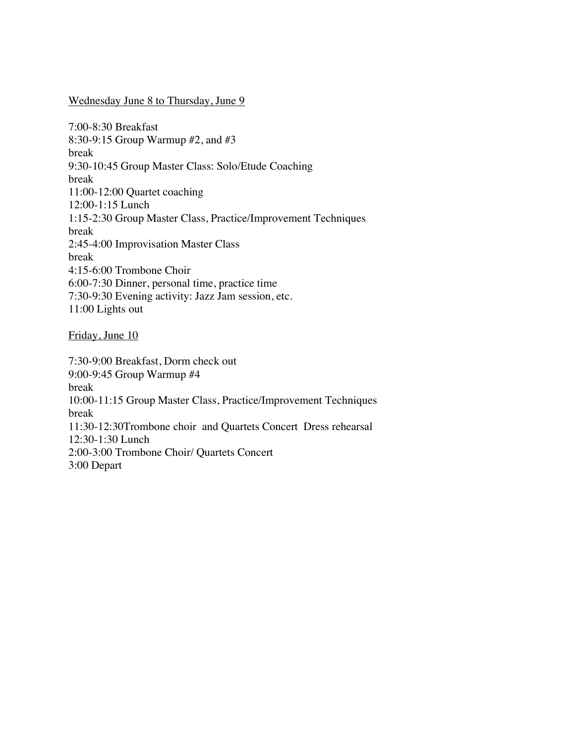Wednesday June 8 to Thursday, June 9

7:00-8:30 Breakfast
8:30-9:15 Group Warmup #2, and #3
break
9:30-10:45 Group Master Class: Solo/Etude Coaching
break
11:00-12:00 Quartet coaching
12:00-1:15 Lunch
1:15-2:30 Group Master Class, Practice/Improvement Techniques
break
2:45-4:00 Improvisation Master Class
break
4:15-6:00 Trombone Choir
6:00-7:30 Dinner, personal time, practice time
7:30-9:30 Evening activity: Jazz Jam session, etc.
11:00 Lights out

Friday, June 10

7:30-9:00 Breakfast, Dorm check out
9:00-9:45 Group Warmup #4
break
10:00-11:15 Group Master Class, Practice/Improvement Techniques
break
11:30-12:30Trombone choir and Quartets Concert Dress rehearsal
12:30-1:30 Lunch
2:00-3:00 Trombone Choir/ Quartets Concert
3:00 Depart